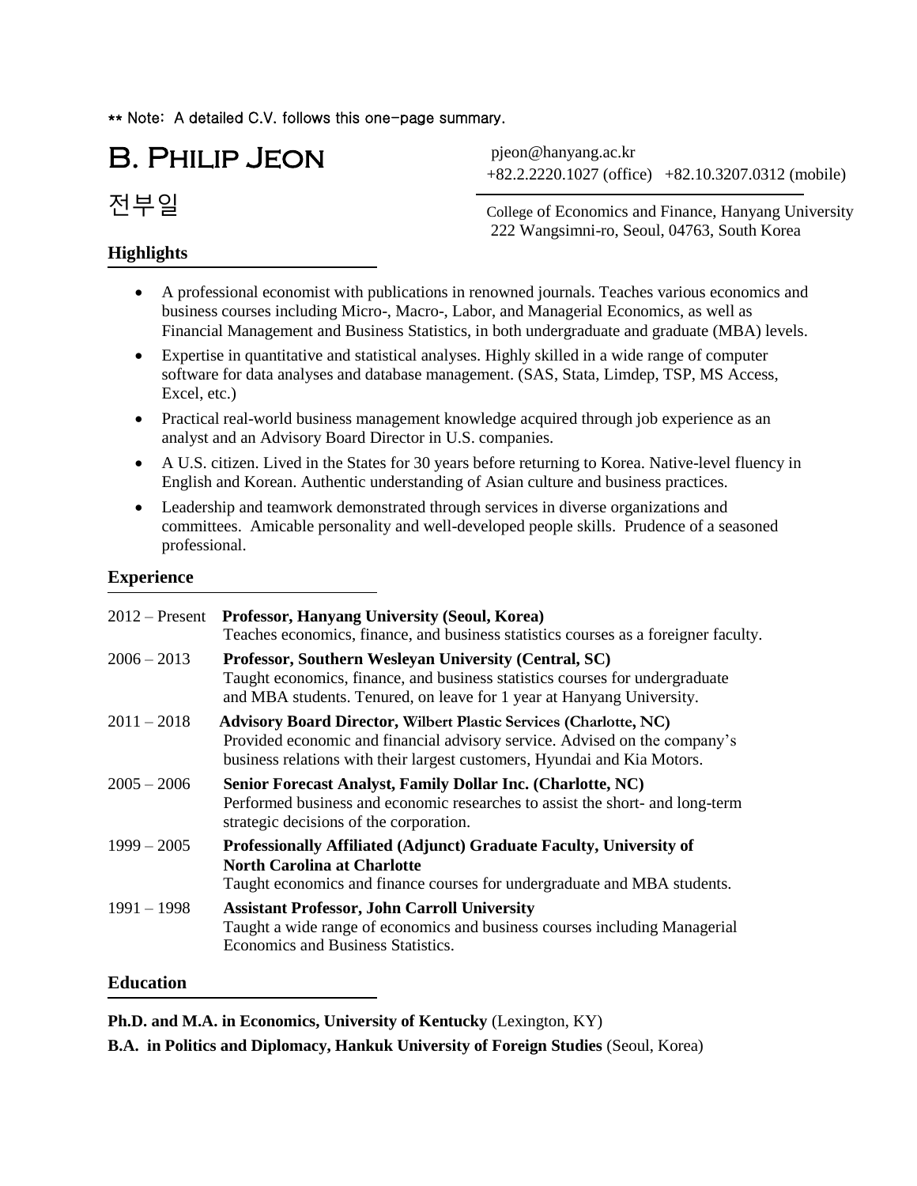** Note: A detailed C.V. follows this one-page summary.

# B. Philip Jeon

# 전부일

pjeon@hanyang.ac.kr
+82.2.2220.1027 (office) +82.10.3207.0312 (mobile)

College of Economics and Finance, Hanyang University
222 Wangsimni-ro, Seoul, 04763, South Korea

## Highlights

- A professional economist with publications in renowned journals. Teaches various economics and business courses including Micro-, Macro-, Labor, and Managerial Economics, as well as Financial Management and Business Statistics, in both undergraduate and graduate (MBA) levels.
- Expertise in quantitative and statistical analyses. Highly skilled in a wide range of computer software for data analyses and database management. (SAS, Stata, Limdep, TSP, MS Access, Excel, etc.)
- Practical real-world business management knowledge acquired through job experience as an analyst and an Advisory Board Director in U.S. companies.
- A U.S. citizen. Lived in the States for 30 years before returning to Korea. Native-level fluency in English and Korean. Authentic understanding of Asian culture and business practices.
- Leadership and teamwork demonstrated through services in diverse organizations and committees. Amicable personality and well-developed people skills. Prudence of a seasoned professional.

## Experience

2012 – Present **Professor, Hanyang University (Seoul, Korea)**
Teaches economics, finance, and business statistics courses as a foreigner faculty.

2006 – 2013 **Professor, Southern Wesleyan University (Central, SC)**
Taught economics, finance, and business statistics courses for undergraduate and MBA students. Tenured, on leave for 1 year at Hanyang University.

2011 – 2018 **Advisory Board Director, Wilbert Plastic Services (Charlotte, NC)**
Provided economic and financial advisory service. Advised on the company's business relations with their largest customers, Hyundai and Kia Motors.

2005 – 2006 **Senior Forecast Analyst, Family Dollar Inc. (Charlotte, NC)**
Performed business and economic researches to assist the short- and long-term strategic decisions of the corporation.

1999 – 2005 **Professionally Affiliated (Adjunct) Graduate Faculty, University of North Carolina at Charlotte**
Taught economics and finance courses for undergraduate and MBA students.

1991 – 1998 **Assistant Professor, John Carroll University**
Taught a wide range of economics and business courses including Managerial Economics and Business Statistics.

## Education

**Ph.D. and M.A. in Economics, University of Kentucky** (Lexington, KY)

**B.A. in Politics and Diplomacy, Hankuk University of Foreign Studies** (Seoul, Korea)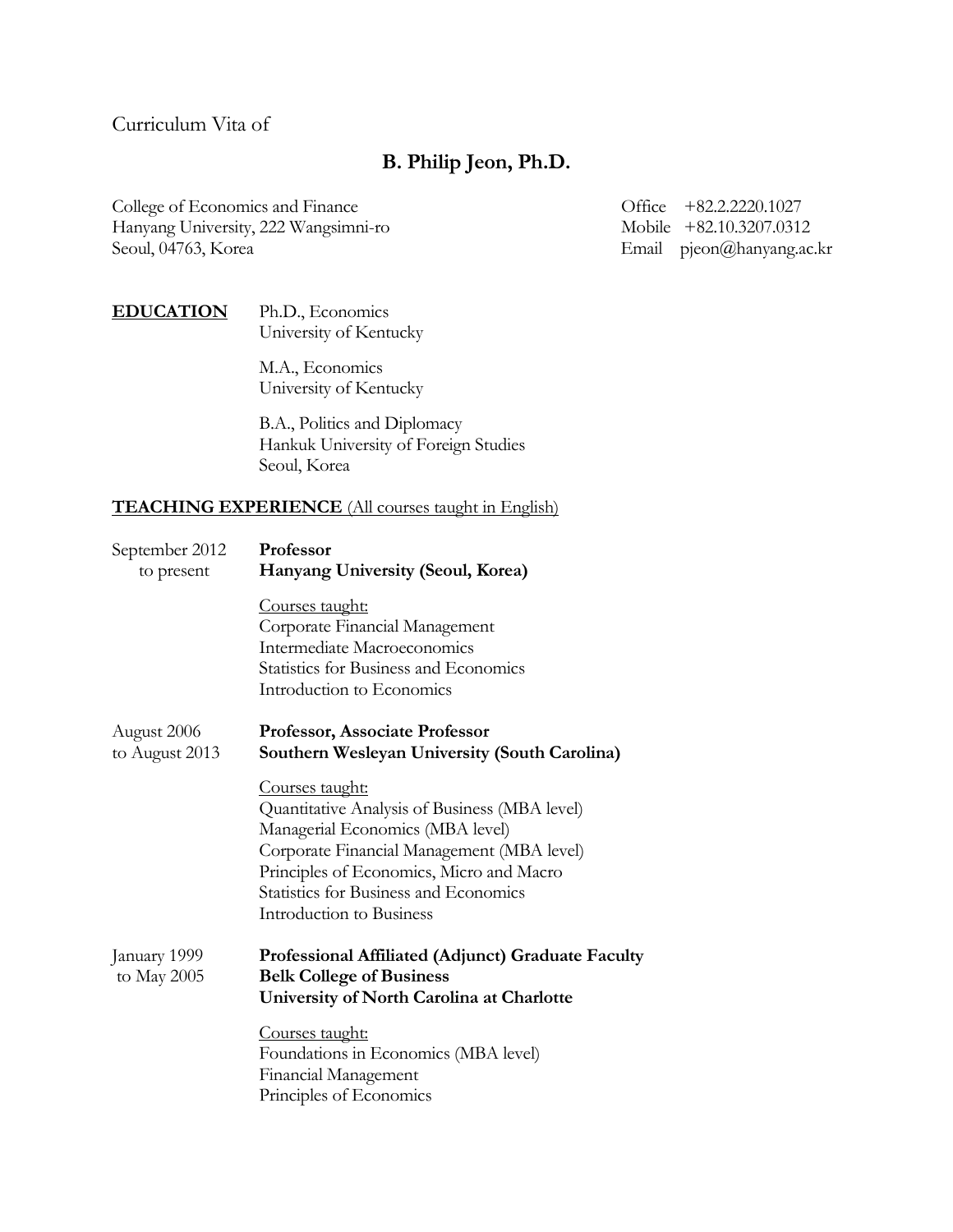Curriculum Vita of

# B. Philip Jeon, Ph.D.

College of Economics and Finance
Hanyang University, 222 Wangsimni-ro
Seoul, 04763, Korea

Office +82.2.2220.1027
Mobile +82.10.3207.0312
Email pjeon@hanyang.ac.kr

## EDUCATION

Ph.D., Economics
University of Kentucky

M.A., Economics
University of Kentucky

B.A., Politics and Diplomacy
Hankuk University of Foreign Studies
Seoul, Korea

## TEACHING EXPERIENCE (All courses taught in English)

September 2012 to present — **Professor**
**Hanyang University (Seoul, Korea)**

Courses taught:
- Corporate Financial Management
- Intermediate Macroeconomics
- Statistics for Business and Economics
- Introduction to Economics

August 2006 to August 2013 — **Professor, Associate Professor**
**Southern Wesleyan University (South Carolina)**

Courses taught:
- Quantitative Analysis of Business (MBA level)
- Managerial Economics (MBA level)
- Corporate Financial Management (MBA level)
- Principles of Economics, Micro and Macro
- Statistics for Business and Economics
- Introduction to Business

January 1999 to May 2005 — **Professional Affiliated (Adjunct) Graduate Faculty**
**Belk College of Business**
**University of North Carolina at Charlotte**

Courses taught:
- Foundations in Economics (MBA level)
- Financial Management
- Principles of Economics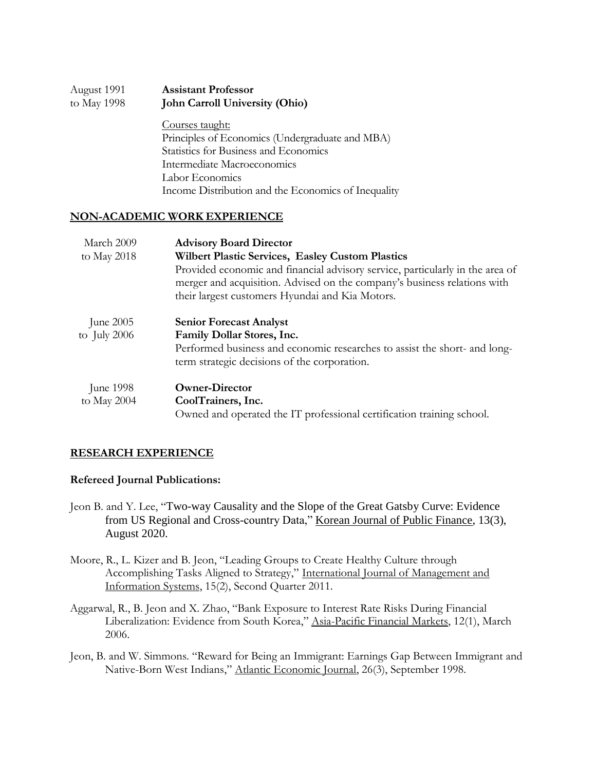August 1991 to May 1998 — **Assistant Professor**
**John Carroll University (Ohio)**

Courses taught:
Principles of Economics (Undergraduate and MBA)
Statistics for Business and Economics
Intermediate Macroeconomics
Labor Economics
Income Distribution and the Economics of Inequality

## NON-ACADEMIC WORK EXPERIENCE

March 2009 to May 2018 — **Advisory Board Director**
**Wilbert Plastic Services, Easley Custom Plastics**
Provided economic and financial advisory service, particularly in the area of merger and acquisition. Advised on the company's business relations with their largest customers Hyundai and Kia Motors.

June 2005 to July 2006 — **Senior Forecast Analyst**
**Family Dollar Stores, Inc.**
Performed business and economic researches to assist the short- and long-term strategic decisions of the corporation.

June 1998 to May 2004 — **Owner-Director**
**CoolTrainers, Inc.**
Owned and operated the IT professional certification training school.

## RESEARCH EXPERIENCE

### Refereed Journal Publications:

Jeon B. and Y. Lee, "Two-way Causality and the Slope of the Great Gatsby Curve: Evidence from US Regional and Cross-country Data," Korean Journal of Public Finance, 13(3), August 2020.

Moore, R., L. Kizer and B. Jeon, "Leading Groups to Create Healthy Culture through Accomplishing Tasks Aligned to Strategy," International Journal of Management and Information Systems, 15(2), Second Quarter 2011.

Aggarwal, R., B. Jeon and X. Zhao, "Bank Exposure to Interest Rate Risks During Financial Liberalization: Evidence from South Korea," Asia-Pacific Financial Markets, 12(1), March 2006.

Jeon, B. and W. Simmons. "Reward for Being an Immigrant: Earnings Gap Between Immigrant and Native-Born West Indians," Atlantic Economic Journal, 26(3), September 1998.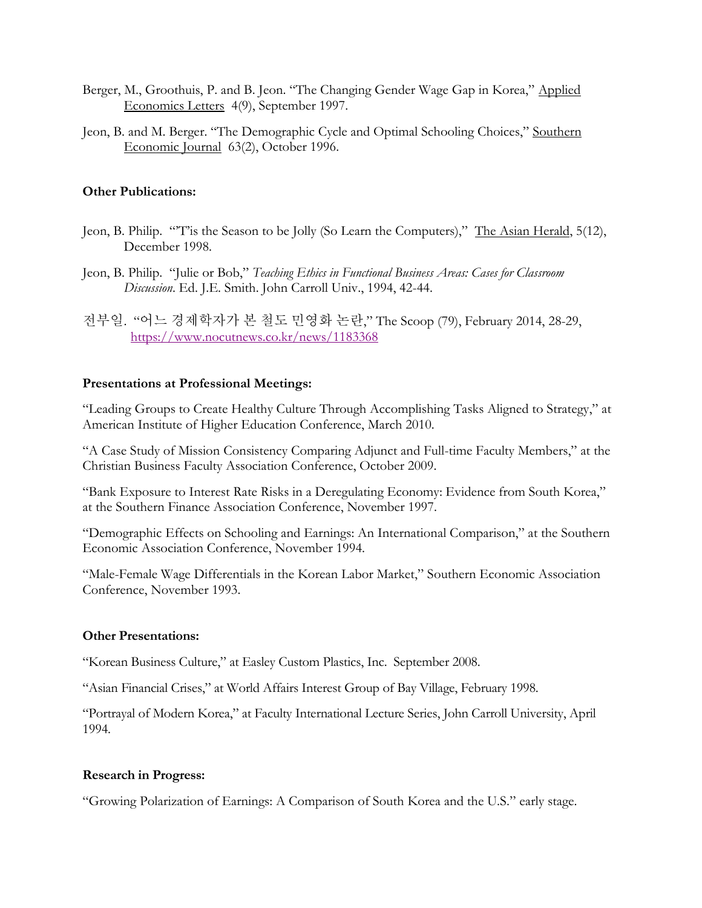Berger, M., Groothuis, P. and B. Jeon. "The Changing Gender Wage Gap in Korea," Applied Economics Letters 4(9), September 1997.

Jeon, B. and M. Berger. "The Demographic Cycle and Optimal Schooling Choices," Southern Economic Journal 63(2), October 1996.

**Other Publications:**

Jeon, B. Philip. "'T'is the Season to be Jolly (So Learn the Computers)," The Asian Herald, 5(12), December 1998.

Jeon, B. Philip. "Julie or Bob," *Teaching Ethics in Functional Business Areas: Cases for Classroom Discussion*. Ed. J.E. Smith. John Carroll Univ., 1994, 42-44.

전부일. "어느 경제학자가 본 철도 민영화 논란," The Scoop (79), February 2014, 28-29, https://www.nocutnews.co.kr/news/1183368

**Presentations at Professional Meetings:**

"Leading Groups to Create Healthy Culture Through Accomplishing Tasks Aligned to Strategy," at American Institute of Higher Education Conference, March 2010.

"A Case Study of Mission Consistency Comparing Adjunct and Full-time Faculty Members," at the Christian Business Faculty Association Conference, October 2009.

"Bank Exposure to Interest Rate Risks in a Deregulating Economy: Evidence from South Korea," at the Southern Finance Association Conference, November 1997.

"Demographic Effects on Schooling and Earnings: An International Comparison," at the Southern Economic Association Conference, November 1994.

"Male-Female Wage Differentials in the Korean Labor Market," Southern Economic Association Conference, November 1993.

**Other Presentations:**

"Korean Business Culture," at Easley Custom Plastics, Inc. September 2008.

"Asian Financial Crises," at World Affairs Interest Group of Bay Village, February 1998.

"Portrayal of Modern Korea," at Faculty International Lecture Series, John Carroll University, April 1994.

**Research in Progress:**

"Growing Polarization of Earnings: A Comparison of South Korea and the U.S." early stage.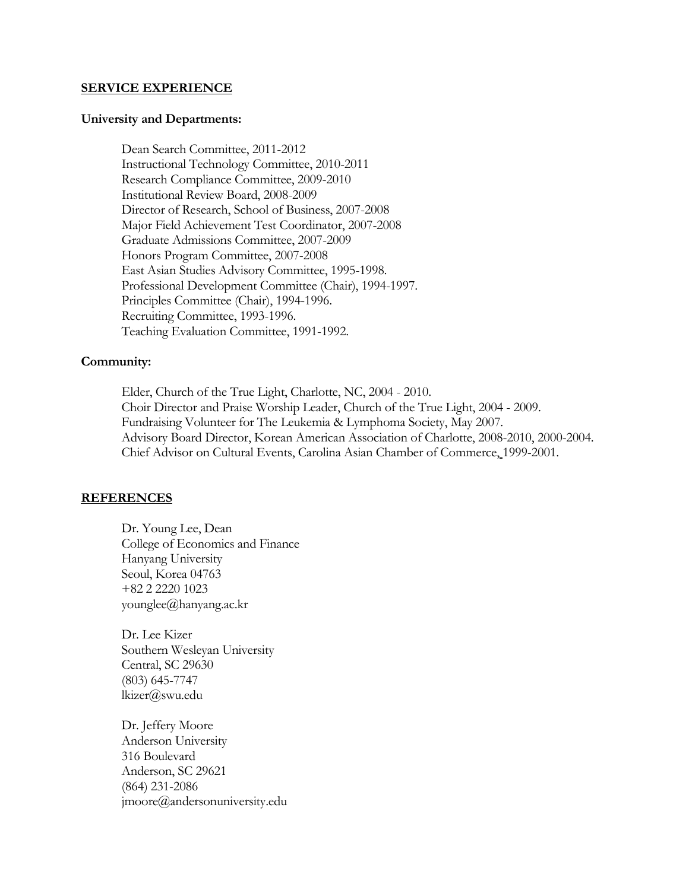## SERVICE EXPERIENCE

### University and Departments:

Dean Search Committee, 2011-2012
Instructional Technology Committee, 2010-2011
Research Compliance Committee, 2009-2010
Institutional Review Board, 2008-2009
Director of Research, School of Business, 2007-2008
Major Field Achievement Test Coordinator, 2007-2008
Graduate Admissions Committee, 2007-2009
Honors Program Committee, 2007-2008
East Asian Studies Advisory Committee, 1995-1998.
Professional Development Committee (Chair), 1994-1997.
Principles Committee (Chair), 1994-1996.
Recruiting Committee, 1993-1996.
Teaching Evaluation Committee, 1991-1992.

### Community:

Elder, Church of the True Light, Charlotte, NC, 2004 - 2010.
Choir Director and Praise Worship Leader, Church of the True Light, 2004 - 2009.
Fundraising Volunteer for The Leukemia & Lymphoma Society, May 2007.
Advisory Board Director, Korean American Association of Charlotte, 2008-2010, 2000-2004.
Chief Advisor on Cultural Events, Carolina Asian Chamber of Commerce, 1999-2001.

## REFERENCES

Dr. Young Lee, Dean
College of Economics and Finance
Hanyang University
Seoul, Korea 04763
+82 2 2220 1023
younglee@hanyang.ac.kr

Dr. Lee Kizer
Southern Wesleyan University
Central, SC 29630
(803) 645-7747
lkizer@swu.edu

Dr. Jeffery Moore
Anderson University
316 Boulevard
Anderson, SC 29621
(864) 231-2086
jmoore@andersonuniversity.edu